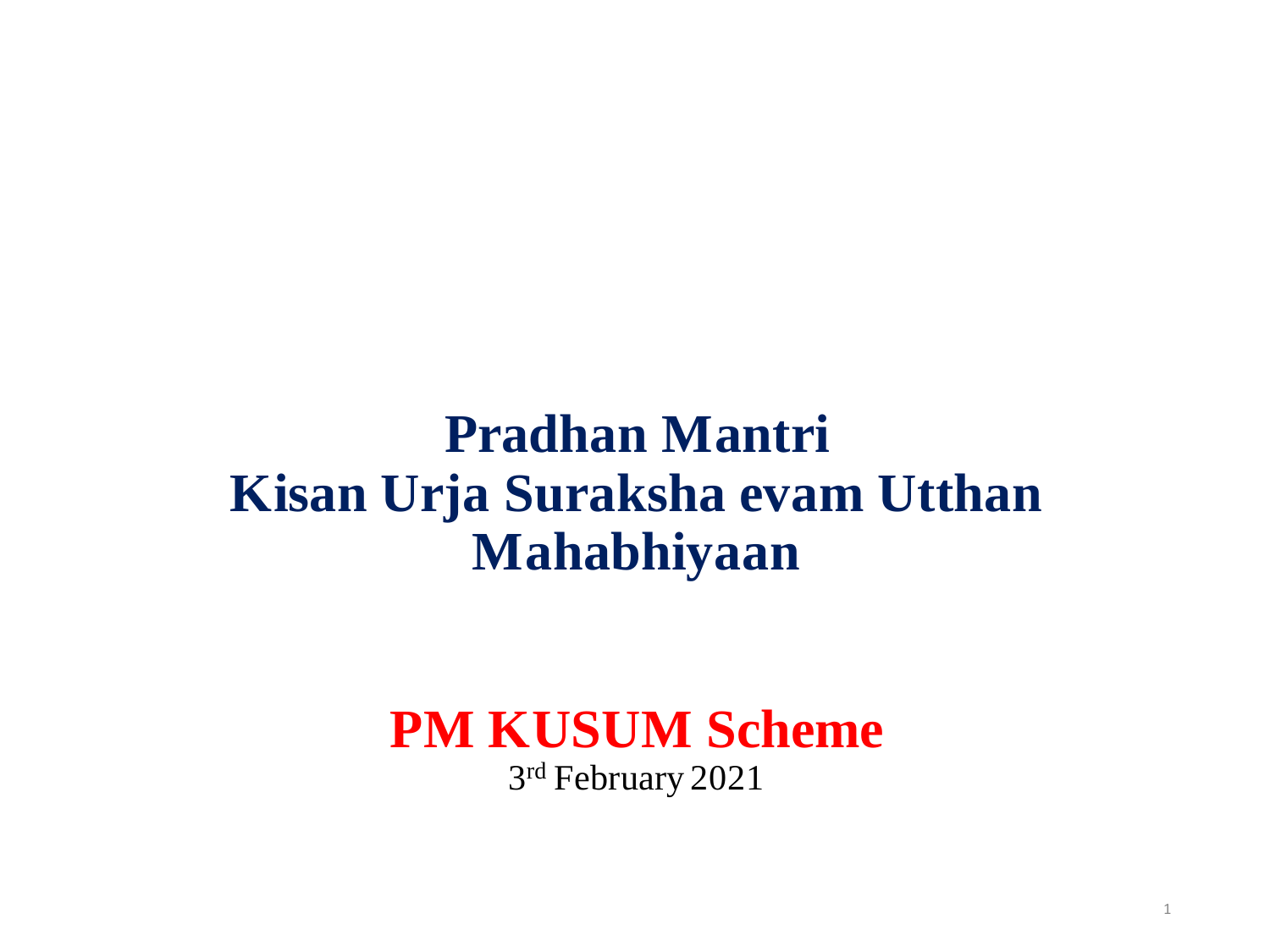# Pradhan Mantri Kisan Urja Suraksha evam Utthan Mahabhiyaan

## PM KUSUM Scheme

3rd February 2021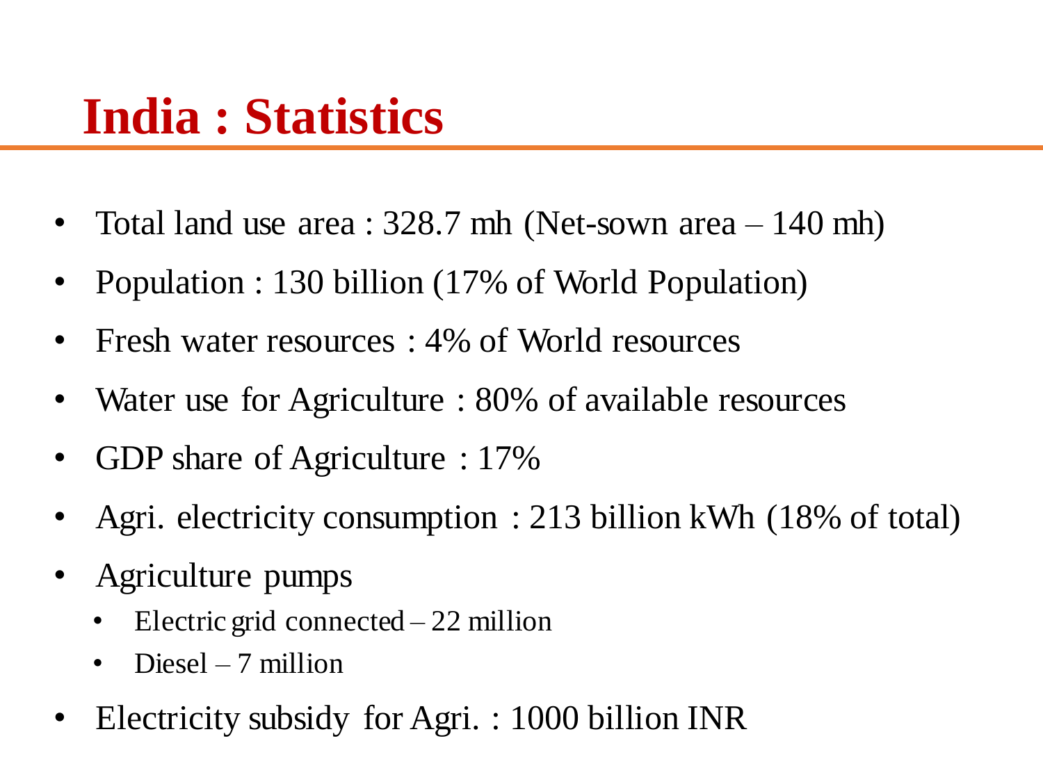# India : Statistics

- Total land use area : 328.7 mh (Net-sown area – 140 mh)
- Population : 130 billion (17% of World Population)
- Fresh water resources : 4% of World resources
- Water use for Agriculture : 80% of available resources
- GDP share of Agriculture : 17%
- Agri. electricity consumption : 213 billion kWh (18% of total)
- Agriculture pumps
  - Electric grid connected – 22 million
  - Diesel – 7 million
- Electricity subsidy for Agri. : 1000 billion INR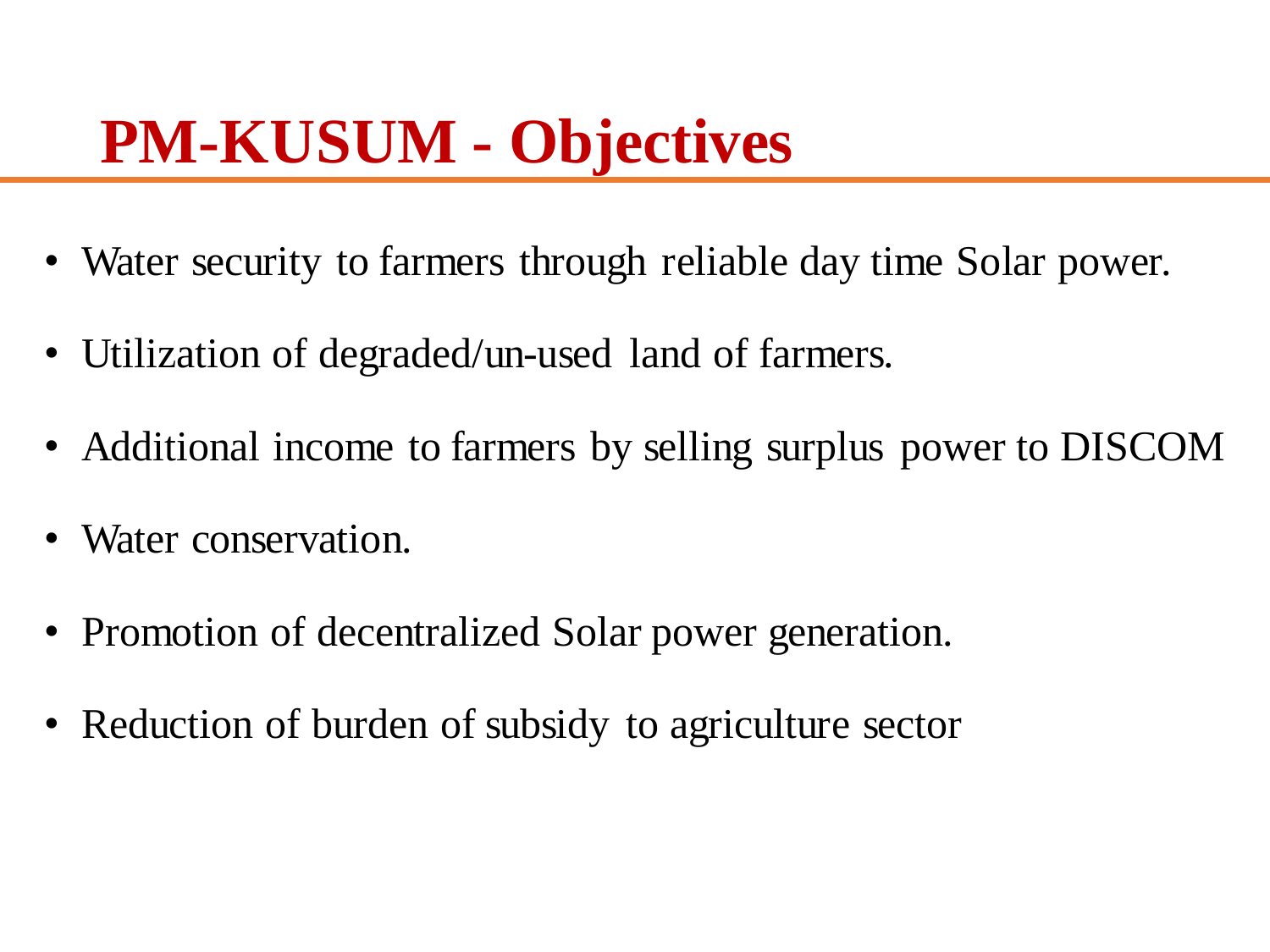# PM-KUSUM - Objectives

- Water security to farmers through reliable day time Solar power.
- Utilization of degraded/un-used land of farmers.
- Additional income to farmers by selling surplus power to DISCOM
- Water conservation.
- Promotion of decentralized Solar power generation.
- Reduction of burden of subsidy to agriculture sector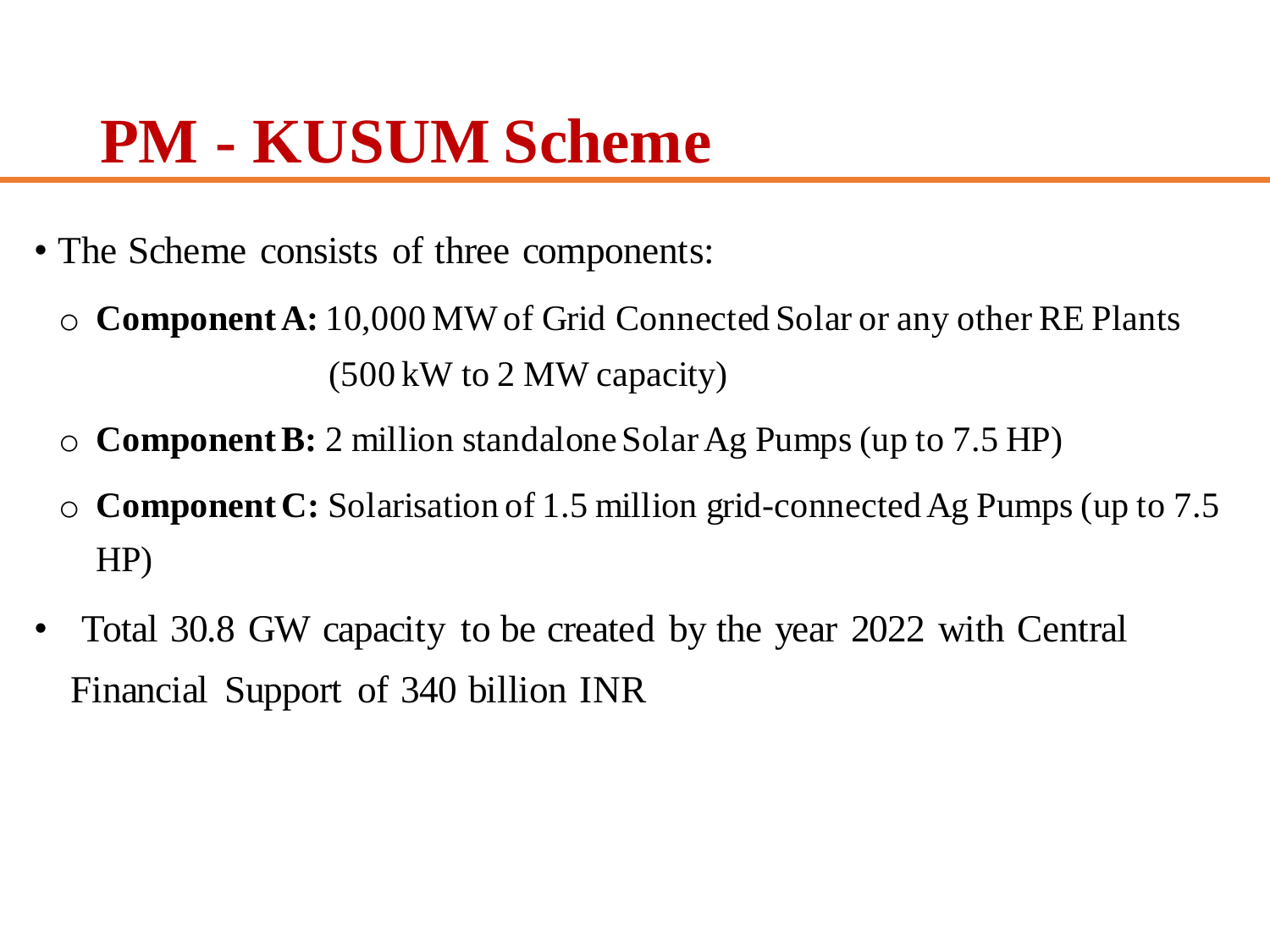# PM - KUSUM Scheme

- The Scheme consists of three components:
  - **Component A:** 10,000 MW of Grid Connected Solar or any other RE Plants (500 kW to 2 MW capacity)
  - **Component B:** 2 million standalone Solar Ag Pumps (up to 7.5 HP)
  - **Component C:** Solarisation of 1.5 million grid-connected Ag Pumps (up to 7.5 HP)
- Total 30.8 GW capacity to be created by the year 2022 with Central Financial Support of 340 billion INR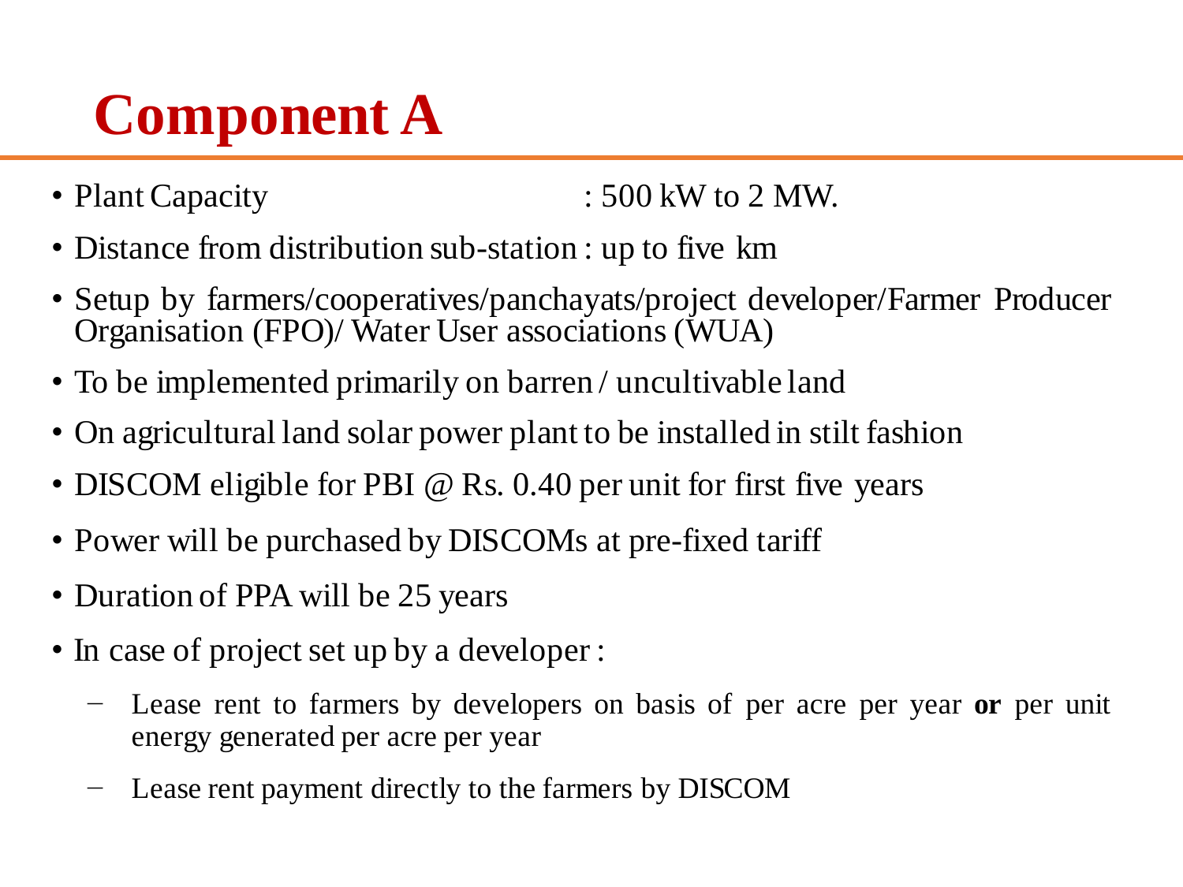# Component A

- Plant Capacity : 500 kW to 2 MW.
- Distance from distribution sub-station : up to five km
- Setup by farmers/cooperatives/panchayats/project developer/Farmer Producer Organisation (FPO)/ Water User associations (WUA)
- To be implemented primarily on barren / uncultivable land
- On agricultural land solar power plant to be installed in stilt fashion
- DISCOM eligible for PBI @ Rs. 0.40 per unit for first five years
- Power will be purchased by DISCOMs at pre-fixed tariff
- Duration of PPA will be 25 years
- In case of project set up by a developer :
  - Lease rent to farmers by developers on basis of per acre per year **or** per unit energy generated per acre per year
  - Lease rent payment directly to the farmers by DISCOM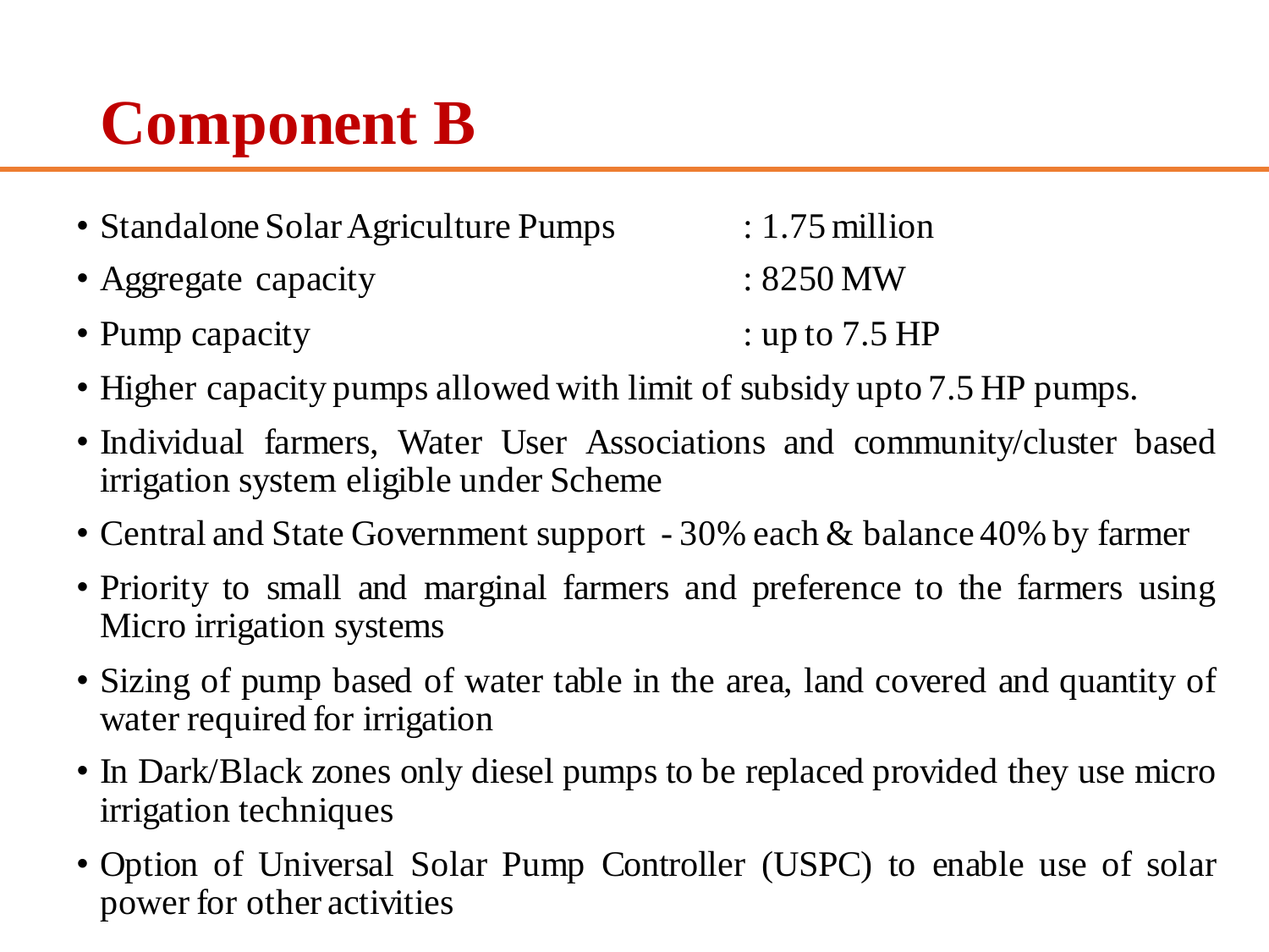# Component B

- Standalone Solar Agriculture Pumps : 1.75 million
- Aggregate capacity : 8250 MW
- Pump capacity : up to 7.5 HP
- Higher capacity pumps allowed with limit of subsidy upto 7.5 HP pumps.
- Individual farmers, Water User Associations and community/cluster based irrigation system eligible under Scheme
- Central and State Government support - 30% each & balance 40% by farmer
- Priority to small and marginal farmers and preference to the farmers using Micro irrigation systems
- Sizing of pump based of water table in the area, land covered and quantity of water required for irrigation
- In Dark/Black zones only diesel pumps to be replaced provided they use micro irrigation techniques
- Option of Universal Solar Pump Controller (USPC) to enable use of solar power for other activities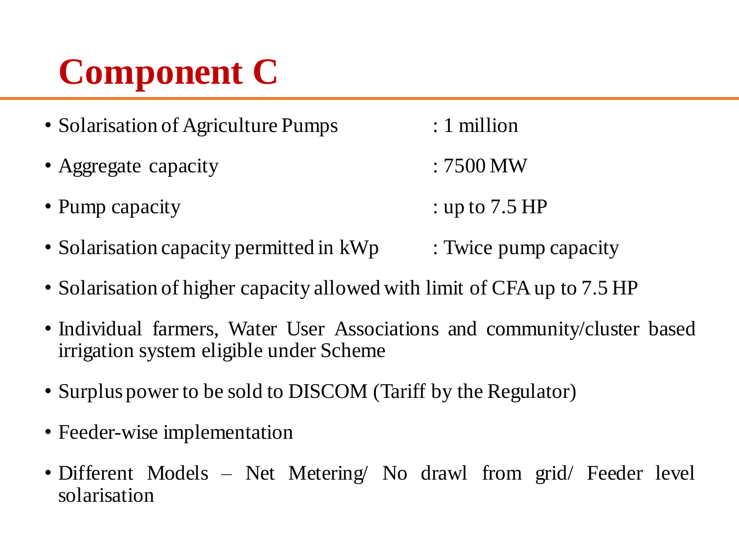# Component C

- Solarisation of Agriculture Pumps : 1 million
- Aggregate capacity : 7500 MW
- Pump capacity : up to 7.5 HP
- Solarisation capacity permitted in kWp : Twice pump capacity
- Solarisation of higher capacity allowed with limit of CFA up to 7.5 HP
- Individual farmers, Water User Associations and community/cluster based irrigation system eligible under Scheme
- Surplus power to be sold to DISCOM (Tariff by the Regulator)
- Feeder-wise implementation
- Different Models – Net Metering/ No drawl from grid/ Feeder level solarisation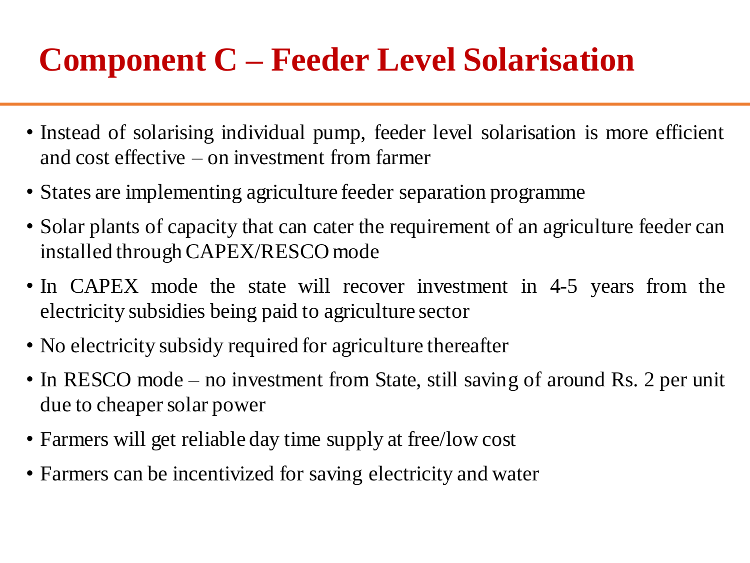# Component C – Feeder Level Solarisation

- Instead of solarising individual pump, feeder level solarisation is more efficient and cost effective – on investment from farmer
- States are implementing agriculture feeder separation programme
- Solar plants of capacity that can cater the requirement of an agriculture feeder can installed through CAPEX/RESCO mode
- In CAPEX mode the state will recover investment in 4-5 years from the electricity subsidies being paid to agriculture sector
- No electricity subsidy required for agriculture thereafter
- In RESCO mode – no investment from State, still saving of around Rs. 2 per unit due to cheaper solar power
- Farmers will get reliable day time supply at free/low cost
- Farmers can be incentivized for saving electricity and water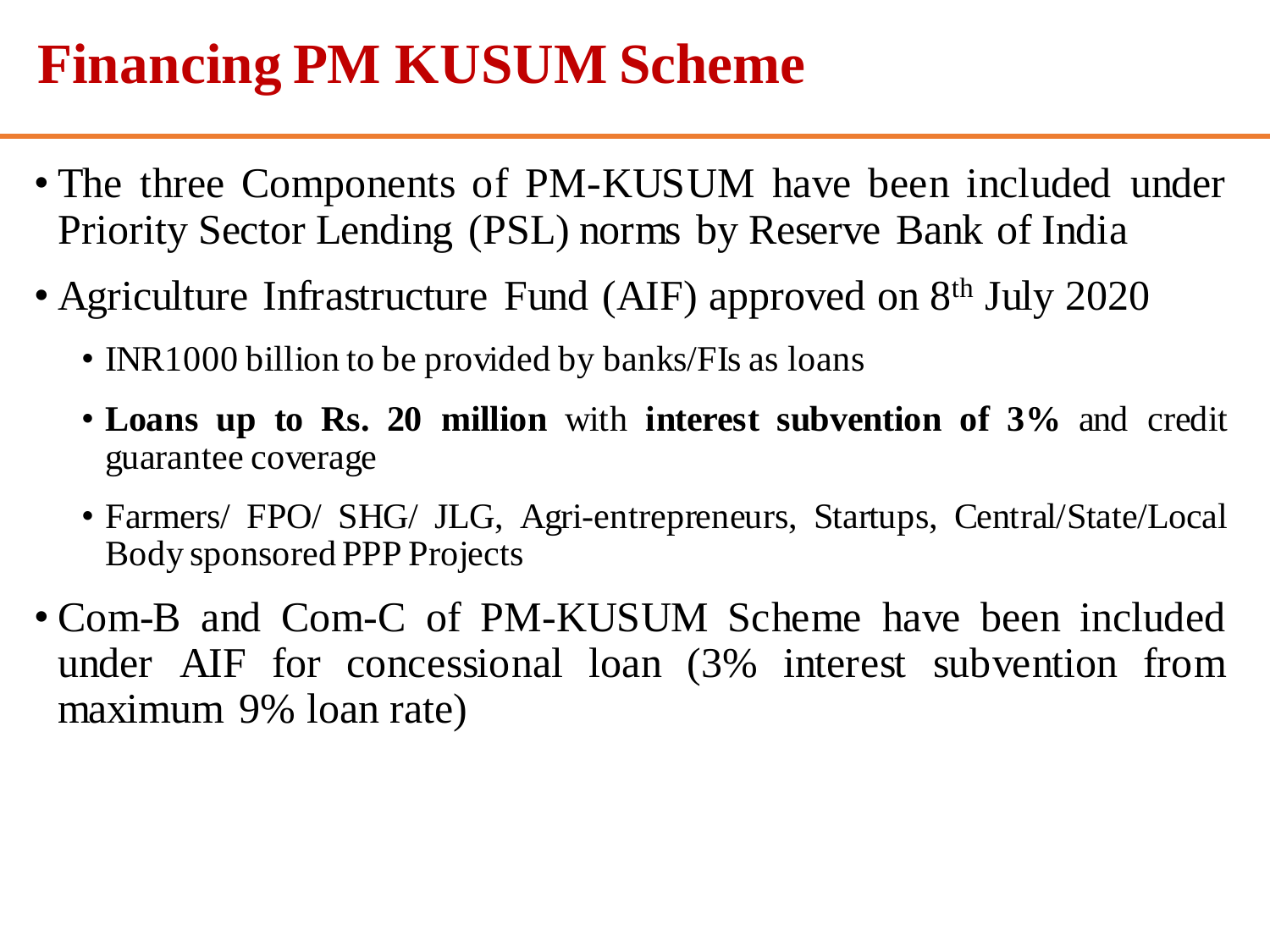# Financing PM KUSUM Scheme

- The three Components of PM-KUSUM have been included under Priority Sector Lending (PSL) norms by Reserve Bank of India
- Agriculture Infrastructure Fund (AIF) approved on 8th July 2020
  - INR1000 billion to be provided by banks/FIs as loans
  - **Loans up to Rs. 20 million** with **interest subvention of 3%** and credit guarantee coverage
  - Farmers/ FPO/ SHG/ JLG, Agri-entrepreneurs, Startups, Central/State/Local Body sponsored PPP Projects
- Com-B and Com-C of PM-KUSUM Scheme have been included under AIF for concessional loan (3% interest subvention from maximum 9% loan rate)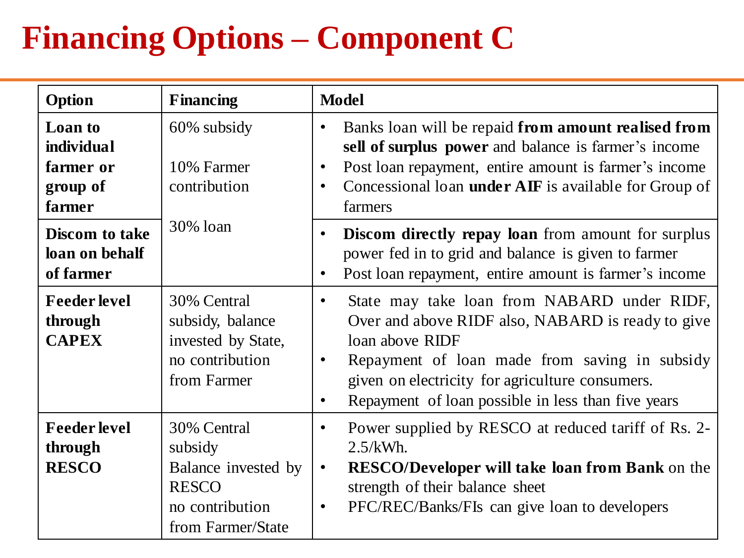# Financing Options – Component C

| Option | Financing | Model |
|---|---|---|
| **Loan to individual farmer or group of farmer** | 60% subsidy<br><br>10% Farmer contribution<br><br>30% loan | • Banks loan will be repaid **from amount realised from sell of surplus power** and balance is farmer's income<br>• Post loan repayment, entire amount is farmer's income<br>• Concessional loan **under AIF** is available for Group of farmers |
| **Discom to take loan on behalf of farmer** | | • **Discom directly repay loan** from amount for surplus power fed in to grid and balance is given to farmer<br>• Post loan repayment, entire amount is farmer's income |
| **Feeder level through CAPEX** | 30% Central subsidy, balance invested by State, no contribution from Farmer | • State may take loan from NABARD under RIDF, Over and above RIDF also, NABARD is ready to give loan above RIDF<br>• Repayment of loan made from saving in subsidy given on electricity for agriculture consumers.<br>• Repayment of loan possible in less than five years |
| **Feeder level through RESCO** | 30% Central subsidy<br>Balance invested by RESCO<br>no contribution from Farmer/State | • Power supplied by RESCO at reduced tariff of Rs. 2-2.5/kWh.<br>• **RESCO/Developer will take loan from Bank** on the strength of their balance sheet<br>• PFC/REC/Banks/FIs can give loan to developers |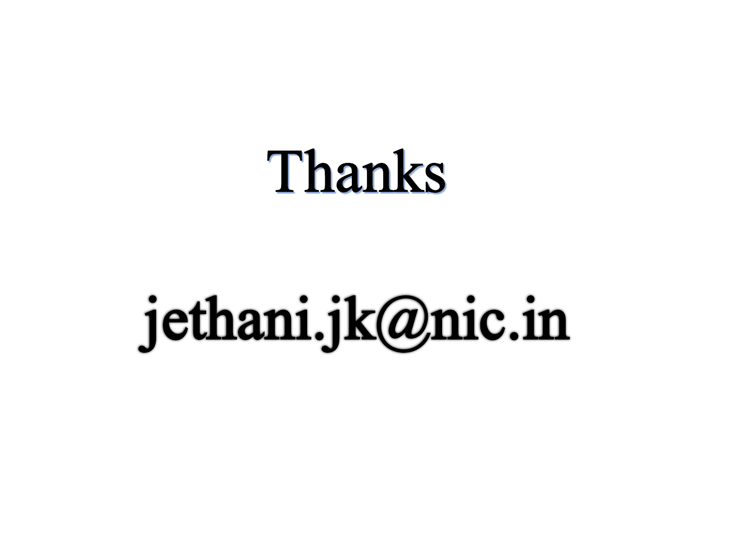# Thanks

# jethani.jk@nic.in